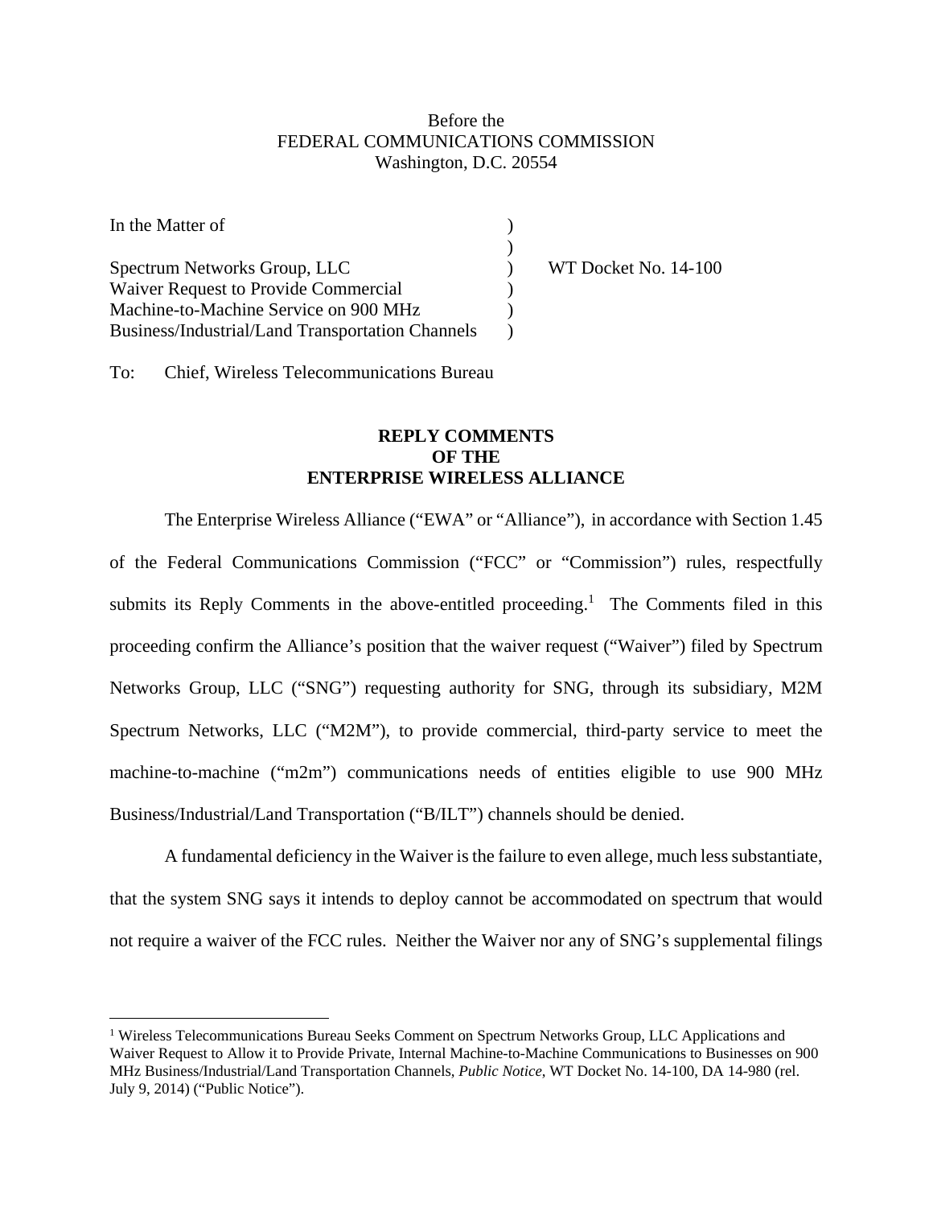Before the
FEDERAL COMMUNICATIONS COMMISSION
Washington, D.C. 20554

| | | |
|---|---|---|
| In the Matter of | ) | |
| | ) | |
| Spectrum Networks Group, LLC | ) | WT Docket No. 14-100 |
| Waiver Request to Provide Commercial | ) | |
| Machine-to-Machine Service on 900 MHz | ) | |
| Business/Industrial/Land Transportation Channels | ) | |

To: Chief, Wireless Telecommunications Bureau

**REPLY COMMENTS
OF THE
ENTERPRISE WIRELESS ALLIANCE**

The Enterprise Wireless Alliance ("EWA" or "Alliance"), in accordance with Section 1.45 of the Federal Communications Commission ("FCC" or "Commission") rules, respectfully submits its Reply Comments in the above-entitled proceeding.[1] The Comments filed in this proceeding confirm the Alliance's position that the waiver request ("Waiver") filed by Spectrum Networks Group, LLC ("SNG") requesting authority for SNG, through its subsidiary, M2M Spectrum Networks, LLC ("M2M"), to provide commercial, third-party service to meet the machine-to-machine ("m2m") communications needs of entities eligible to use 900 MHz Business/Industrial/Land Transportation ("B/ILT") channels should be denied.

A fundamental deficiency in the Waiver is the failure to even allege, much less substantiate, that the system SNG says it intends to deploy cannot be accommodated on spectrum that would not require a waiver of the FCC rules. Neither the Waiver nor any of SNG's supplemental filings

[1] Wireless Telecommunications Bureau Seeks Comment on Spectrum Networks Group, LLC Applications and Waiver Request to Allow it to Provide Private, Internal Machine-to-Machine Communications to Businesses on 900 MHz Business/Industrial/Land Transportation Channels, *Public Notice*, WT Docket No. 14-100, DA 14-980 (rel. July 9, 2014) ("Public Notice").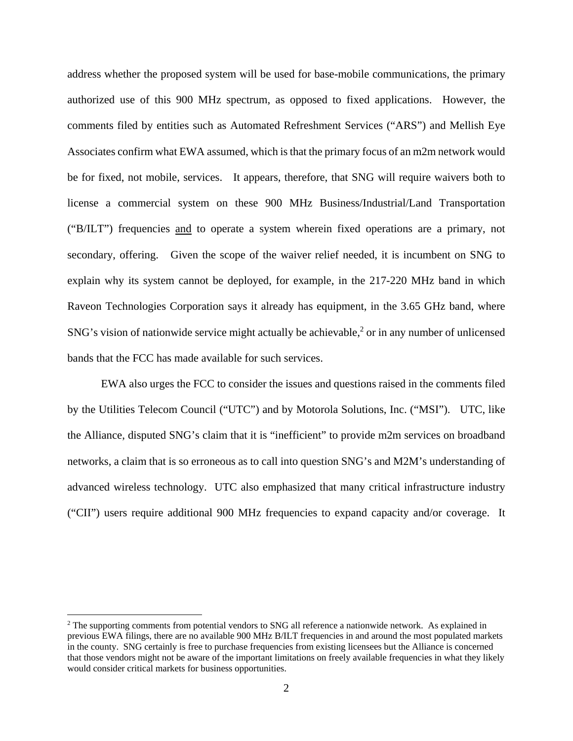address whether the proposed system will be used for base-mobile communications, the primary authorized use of this 900 MHz spectrum, as opposed to fixed applications. However, the comments filed by entities such as Automated Refreshment Services ("ARS") and Mellish Eye Associates confirm what EWA assumed, which is that the primary focus of an m2m network would be for fixed, not mobile, services. It appears, therefore, that SNG will require waivers both to license a commercial system on these 900 MHz Business/Industrial/Land Transportation ("B/ILT") frequencies <u>and</u> to operate a system wherein fixed operations are a primary, not secondary, offering. Given the scope of the waiver relief needed, it is incumbent on SNG to explain why its system cannot be deployed, for example, in the 217-220 MHz band in which Raveon Technologies Corporation says it already has equipment, in the 3.65 GHz band, where SNG's vision of nationwide service might actually be achievable,[2] or in any number of unlicensed bands that the FCC has made available for such services.

EWA also urges the FCC to consider the issues and questions raised in the comments filed by the Utilities Telecom Council ("UTC") and by Motorola Solutions, Inc. ("MSI"). UTC, like the Alliance, disputed SNG's claim that it is "inefficient" to provide m2m services on broadband networks, a claim that is so erroneous as to call into question SNG's and M2M's understanding of advanced wireless technology. UTC also emphasized that many critical infrastructure industry ("CII") users require additional 900 MHz frequencies to expand capacity and/or coverage. It

---

[2] The supporting comments from potential vendors to SNG all reference a nationwide network. As explained in previous EWA filings, there are no available 900 MHz B/ILT frequencies in and around the most populated markets in the county. SNG certainly is free to purchase frequencies from existing licensees but the Alliance is concerned that those vendors might not be aware of the important limitations on freely available frequencies in what they likely would consider critical markets for business opportunities.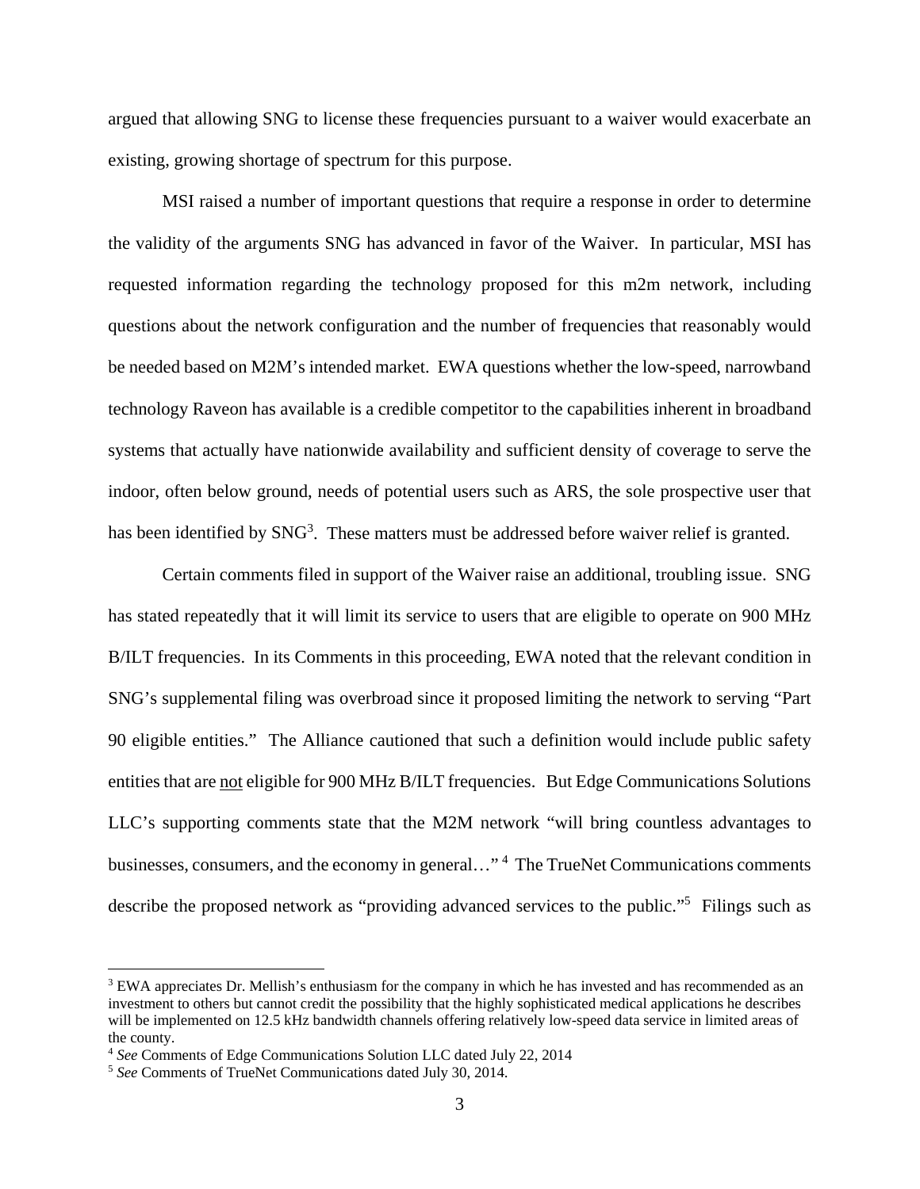argued that allowing SNG to license these frequencies pursuant to a waiver would exacerbate an existing, growing shortage of spectrum for this purpose.

MSI raised a number of important questions that require a response in order to determine the validity of the arguments SNG has advanced in favor of the Waiver. In particular, MSI has requested information regarding the technology proposed for this m2m network, including questions about the network configuration and the number of frequencies that reasonably would be needed based on M2M's intended market. EWA questions whether the low-speed, narrowband technology Raveon has available is a credible competitor to the capabilities inherent in broadband systems that actually have nationwide availability and sufficient density of coverage to serve the indoor, often below ground, needs of potential users such as ARS, the sole prospective user that has been identified by SNG[3]. These matters must be addressed before waiver relief is granted.

Certain comments filed in support of the Waiver raise an additional, troubling issue. SNG has stated repeatedly that it will limit its service to users that are eligible to operate on 900 MHz B/ILT frequencies. In its Comments in this proceeding, EWA noted that the relevant condition in SNG's supplemental filing was overbroad since it proposed limiting the network to serving "Part 90 eligible entities." The Alliance cautioned that such a definition would include public safety entities that are <u>not</u> eligible for 900 MHz B/ILT frequencies. But Edge Communications Solutions LLC's supporting comments state that the M2M network "will bring countless advantages to businesses, consumers, and the economy in general…"[4] The TrueNet Communications comments describe the proposed network as "providing advanced services to the public."[5] Filings such as

---

[3] EWA appreciates Dr. Mellish's enthusiasm for the company in which he has invested and has recommended as an investment to others but cannot credit the possibility that the highly sophisticated medical applications he describes will be implemented on 12.5 kHz bandwidth channels offering relatively low-speed data service in limited areas of the county.

[4] *See* Comments of Edge Communications Solution LLC dated July 22, 2014

[5] *See* Comments of TrueNet Communications dated July 30, 2014.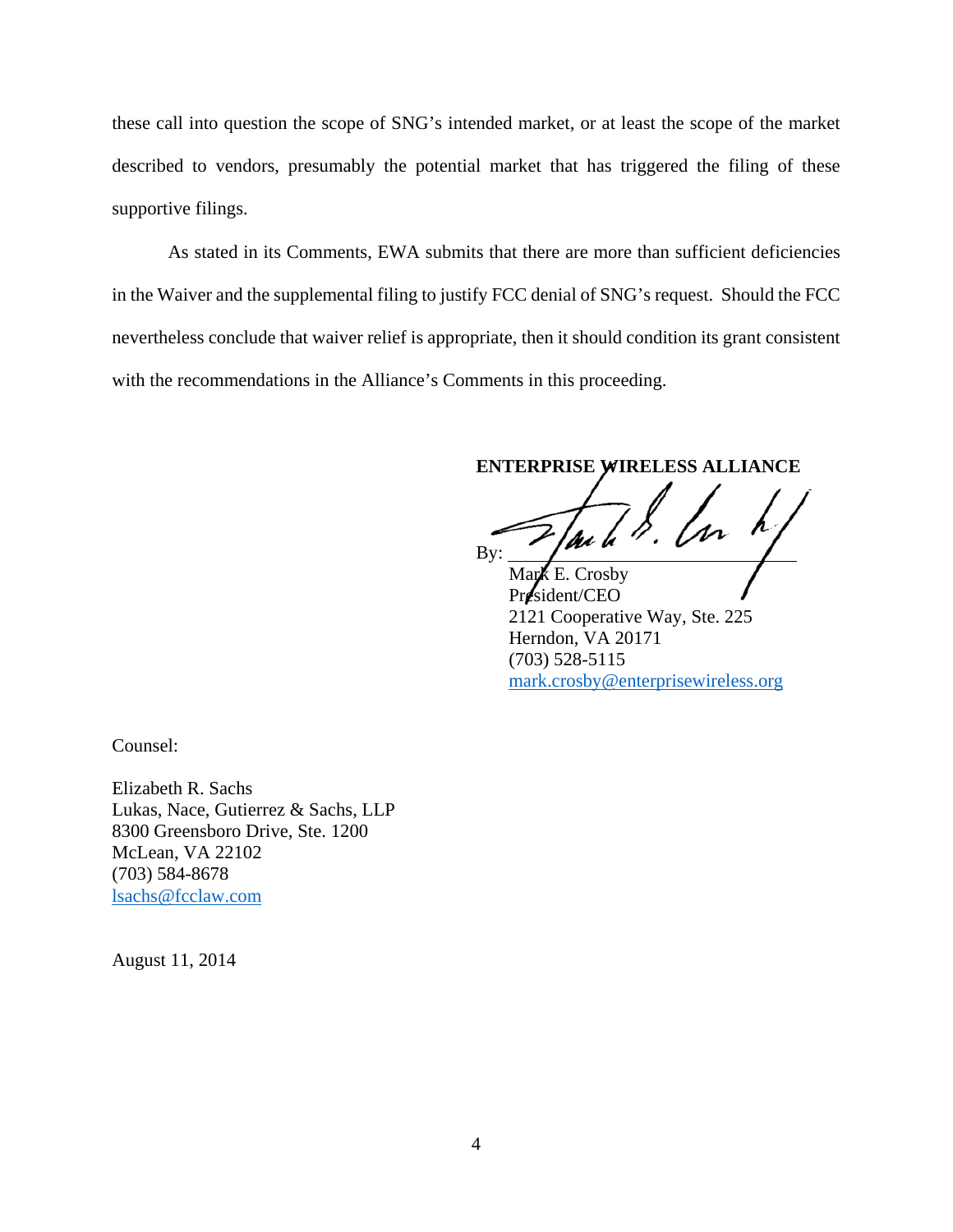these call into question the scope of SNG's intended market, or at least the scope of the market described to vendors, presumably the potential market that has triggered the filing of these supportive filings.

As stated in its Comments, EWA submits that there are more than sufficient deficiencies in the Waiver and the supplemental filing to justify FCC denial of SNG's request. Should the FCC nevertheless conclude that waiver relief is appropriate, then it should condition its grant consistent with the recommendations in the Alliance's Comments in this proceeding.

**ENTERPRISE WIRELESS ALLIANCE**

By: ______________________________
Mark E. Crosby
President/CEO
2121 Cooperative Way, Ste. 225
Herndon, VA 20171
(703) 528-5115
mark.crosby@enterprisewireless.org

Counsel:

Elizabeth R. Sachs
Lukas, Nace, Gutierrez & Sachs, LLP
8300 Greensboro Drive, Ste. 1200
McLean, VA 22102
(703) 584-8678
lsachs@fcclaw.com

August 11, 2014